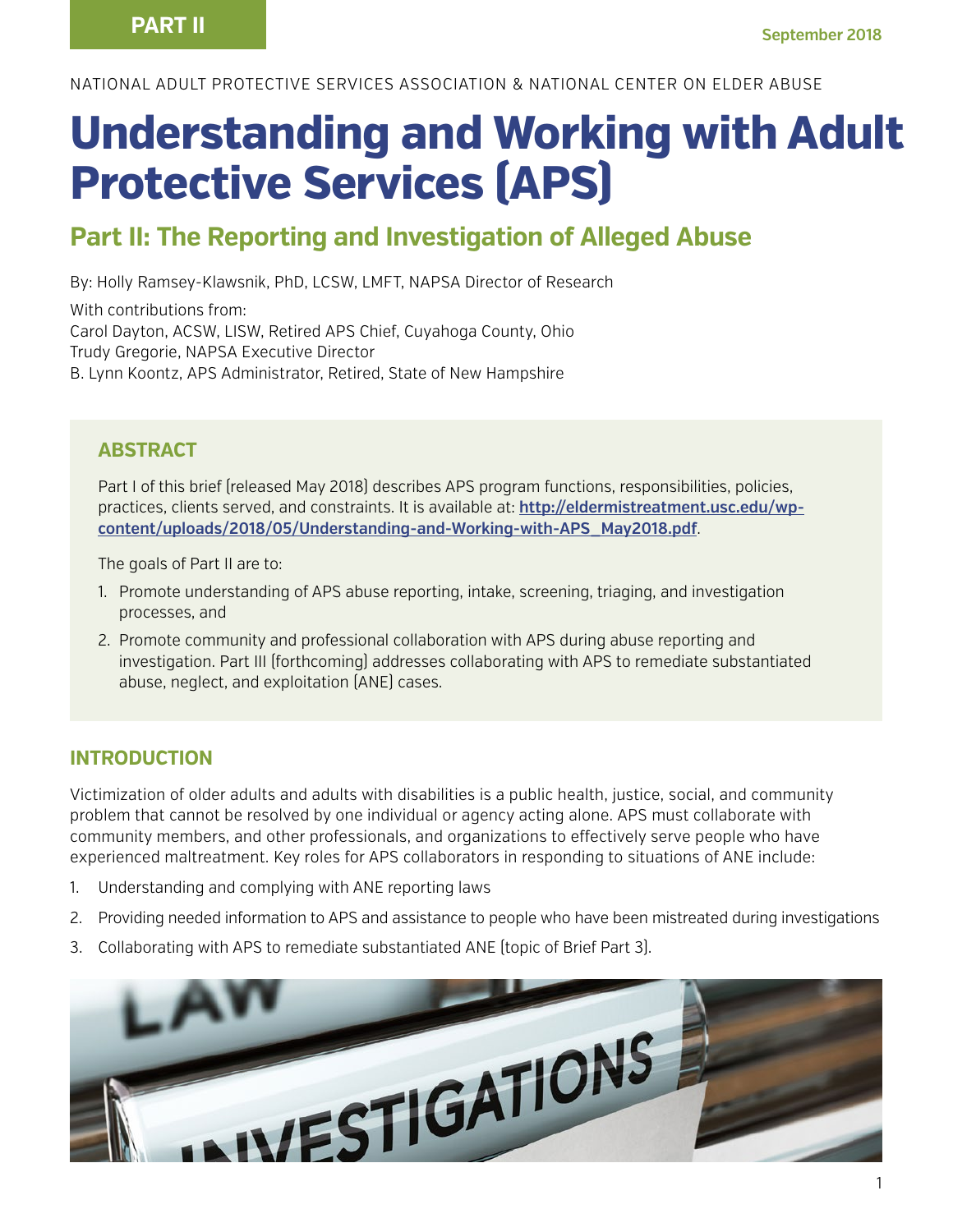PART II

September 2018

NATIONAL ADULT PROTECTIVE SERVICES ASSOCIATION & NATIONAL CENTER ON ELDER ABUSE

# Understanding and Working with Adult Protective Services (APS)

## Part II: The Reporting and Investigation of Alleged Abuse

By: Holly Ramsey-Klawsnik, PhD, LCSW, LMFT, NAPSA Director of Research

With contributions from:
Carol Dayton, ACSW, LISW, Retired APS Chief, Cuyahoga County, Ohio
Trudy Gregorie, NAPSA Executive Director
B. Lynn Koontz, APS Administrator, Retired, State of New Hampshire

### ABSTRACT

Part I of this brief (released May 2018) describes APS program functions, responsibilities, policies, practices, clients served, and constraints. It is available at: **http://eldermistreatment.usc.edu/wp-content/uploads/2018/05/Understanding-and-Working-with-APS_May2018.pdf**.

The goals of Part II are to:

1. Promote understanding of APS abuse reporting, intake, screening, triaging, and investigation processes, and
2. Promote community and professional collaboration with APS during abuse reporting and investigation. Part III (forthcoming) addresses collaborating with APS to remediate substantiated abuse, neglect, and exploitation (ANE) cases.

### INTRODUCTION

Victimization of older adults and adults with disabilities is a public health, justice, social, and community problem that cannot be resolved by one individual or agency acting alone. APS must collaborate with community members, and other professionals, and organizations to effectively serve people who have experienced maltreatment. Key roles for APS collaborators in responding to situations of ANE include:

1. Understanding and complying with ANE reporting laws
2. Providing needed information to APS and assistance to people who have been mistreated during investigations
3. Collaborating with APS to remediate substantiated ANE (topic of Brief Part 3).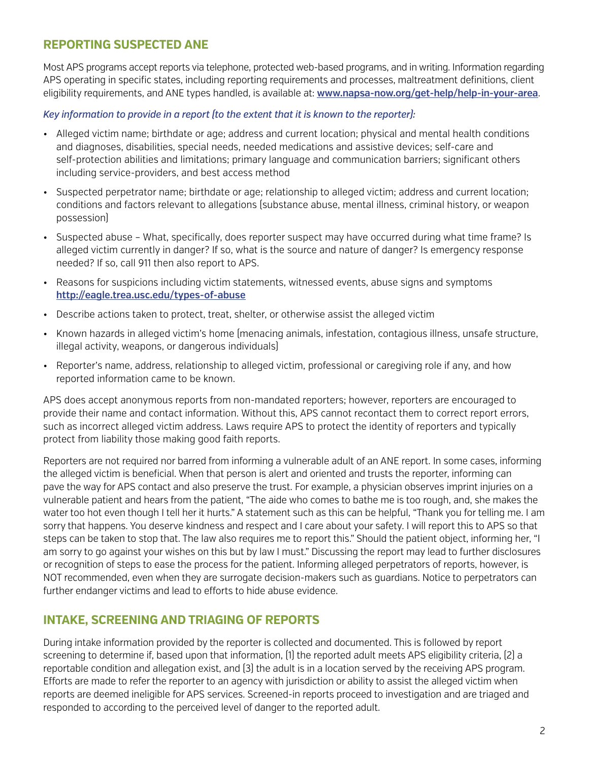## REPORTING SUSPECTED ANE

Most APS programs accept reports via telephone, protected web-based programs, and in writing. Information regarding APS operating in specific states, including reporting requirements and processes, maltreatment definitions, client eligibility requirements, and ANE types handled, is available at: **www.napsa-now.org/get-help/help-in-your-area**.

*Key information to provide in a report (to the extent that it is known to the reporter):*

- Alleged victim name; birthdate or age; address and current location; physical and mental health conditions and diagnoses, disabilities, special needs, needed medications and assistive devices; self-care and self-protection abilities and limitations; primary language and communication barriers; significant others including service-providers, and best access method
- Suspected perpetrator name; birthdate or age; relationship to alleged victim; address and current location; conditions and factors relevant to allegations (substance abuse, mental illness, criminal history, or weapon possession)
- Suspected abuse – What, specifically, does reporter suspect may have occurred during what time frame? Is alleged victim currently in danger? If so, what is the source and nature of danger? Is emergency response needed? If so, call 911 then also report to APS.
- Reasons for suspicions including victim statements, witnessed events, abuse signs and symptoms **http://eagle.trea.usc.edu/types-of-abuse**
- Describe actions taken to protect, treat, shelter, or otherwise assist the alleged victim
- Known hazards in alleged victim's home (menacing animals, infestation, contagious illness, unsafe structure, illegal activity, weapons, or dangerous individuals)
- Reporter's name, address, relationship to alleged victim, professional or caregiving role if any, and how reported information came to be known.

APS does accept anonymous reports from non-mandated reporters; however, reporters are encouraged to provide their name and contact information. Without this, APS cannot recontact them to correct report errors, such as incorrect alleged victim address. Laws require APS to protect the identity of reporters and typically protect from liability those making good faith reports.

Reporters are not required nor barred from informing a vulnerable adult of an ANE report. In some cases, informing the alleged victim is beneficial. When that person is alert and oriented and trusts the reporter, informing can pave the way for APS contact and also preserve the trust. For example, a physician observes imprint injuries on a vulnerable patient and hears from the patient, "The aide who comes to bathe me is too rough, and, she makes the water too hot even though I tell her it hurts." A statement such as this can be helpful, "Thank you for telling me. I am sorry that happens. You deserve kindness and respect and I care about your safety. I will report this to APS so that steps can be taken to stop that. The law also requires me to report this." Should the patient object, informing her, "I am sorry to go against your wishes on this but by law I must." Discussing the report may lead to further disclosures or recognition of steps to ease the process for the patient. Informing alleged perpetrators of reports, however, is NOT recommended, even when they are surrogate decision-makers such as guardians. Notice to perpetrators can further endanger victims and lead to efforts to hide abuse evidence.

## INTAKE, SCREENING AND TRIAGING OF REPORTS

During intake information provided by the reporter is collected and documented. This is followed by report screening to determine if, based upon that information, (1) the reported adult meets APS eligibility criteria, (2) a reportable condition and allegation exist, and (3) the adult is in a location served by the receiving APS program. Efforts are made to refer the reporter to an agency with jurisdiction or ability to assist the alleged victim when reports are deemed ineligible for APS services. Screened-in reports proceed to investigation and are triaged and responded to according to the perceived level of danger to the reported adult.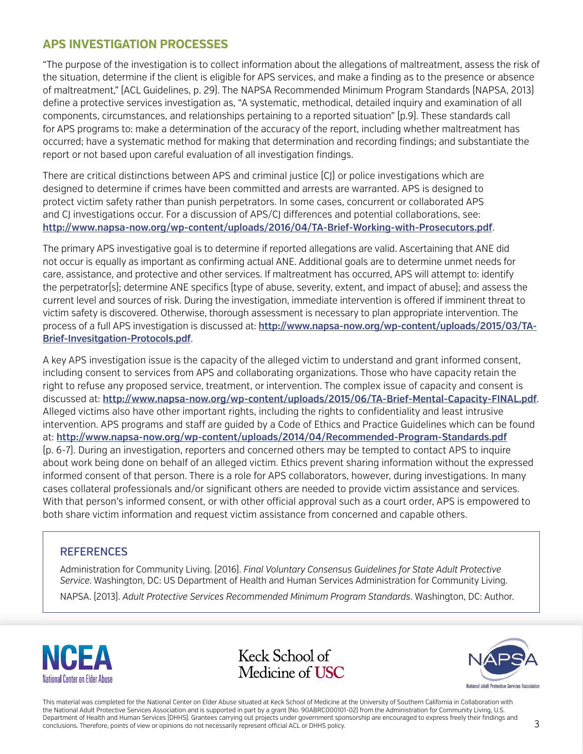## APS INVESTIGATION PROCESSES

"The purpose of the investigation is to collect information about the allegations of maltreatment, assess the risk of the situation, determine if the client is eligible for APS services, and make a finding as to the presence or absence of maltreatment," (ACL Guidelines, p. 29). The NAPSA Recommended Minimum Program Standards (NAPSA, 2013) define a protective services investigation as, "A systematic, methodical, detailed inquiry and examination of all components, circumstances, and relationships pertaining to a reported situation" (p.9). These standards call for APS programs to: make a determination of the accuracy of the report, including whether maltreatment has occurred; have a systematic method for making that determination and recording findings; and substantiate the report or not based upon careful evaluation of all investigation findings.

There are critical distinctions between APS and criminal justice (CJ) or police investigations which are designed to determine if crimes have been committed and arrests are warranted. APS is designed to protect victim safety rather than punish perpetrators. In some cases, concurrent or collaborated APS and CJ investigations occur. For a discussion of APS/CJ differences and potential collaborations, see: **http://www.napsa-now.org/wp-content/uploads/2016/04/TA-Brief-Working-with-Prosecutors.pdf**.

The primary APS investigative goal is to determine if reported allegations are valid. Ascertaining that ANE did not occur is equally as important as confirming actual ANE. Additional goals are to determine unmet needs for care, assistance, and protective and other services. If maltreatment has occurred, APS will attempt to: identify the perpetrator(s); determine ANE specifics (type of abuse, severity, extent, and impact of abuse); and assess the current level and sources of risk. During the investigation, immediate intervention is offered if imminent threat to victim safety is discovered. Otherwise, thorough assessment is necessary to plan appropriate intervention. The process of a full APS investigation is discussed at: **http://www.napsa-now.org/wp-content/uploads/2015/03/TA-Brief-Invesitgation-Protocols.pdf**.

A key APS investigation issue is the capacity of the alleged victim to understand and grant informed consent, including consent to services from APS and collaborating organizations. Those who have capacity retain the right to refuse any proposed service, treatment, or intervention. The complex issue of capacity and consent is discussed at: **http://www.napsa-now.org/wp-content/uploads/2015/06/TA-Brief-Mental-Capacity-FINAL.pdf**. Alleged victims also have other important rights, including the rights to confidentiality and least intrusive intervention. APS programs and staff are guided by a Code of Ethics and Practice Guidelines which can be found at: **http://www.napsa-now.org/wp-content/uploads/2014/04/Recommended-Program-Standards.pdf** (p. 6-7). During an investigation, reporters and concerned others may be tempted to contact APS to inquire about work being done on behalf of an alleged victim. Ethics prevent sharing information without the expressed informed consent of that person. There is a role for APS collaborators, however, during investigations. In many cases collateral professionals and/or significant others are needed to provide victim assistance and services. With that person's informed consent, or with other official approval such as a court order, APS is empowered to both share victim information and request victim assistance from concerned and capable others.

### REFERENCES

Administration for Community Living. (2016). *Final Voluntary Consensus Guidelines for State Adult Protective Service*. Washington, DC: US Department of Health and Human Services Administration for Community Living.

NAPSA. (2013). *Adult Protective Services Recommended Minimum Program Standards*. Washington, DC: Author.

NCEA National Center on Elder Abuse

Keck School of Medicine of USC

NAPSA National Adult Protective Services Association

This material was completed for the National Center on Elder Abuse situated at Keck School of Medicine at the University of Southern California in Collaboration with the National Adult Protective Services Association and is supported in part by a grant (No. 90ABRC000101-02) from the Administration for Community Living, U.S. Department of Health and Human Services (DHHS). Grantees carrying out projects under government sponsorship are encouraged to express freely their findings and conclusions. Therefore, points of view or opinions do not necessarily represent official ACL or DHHS policy.